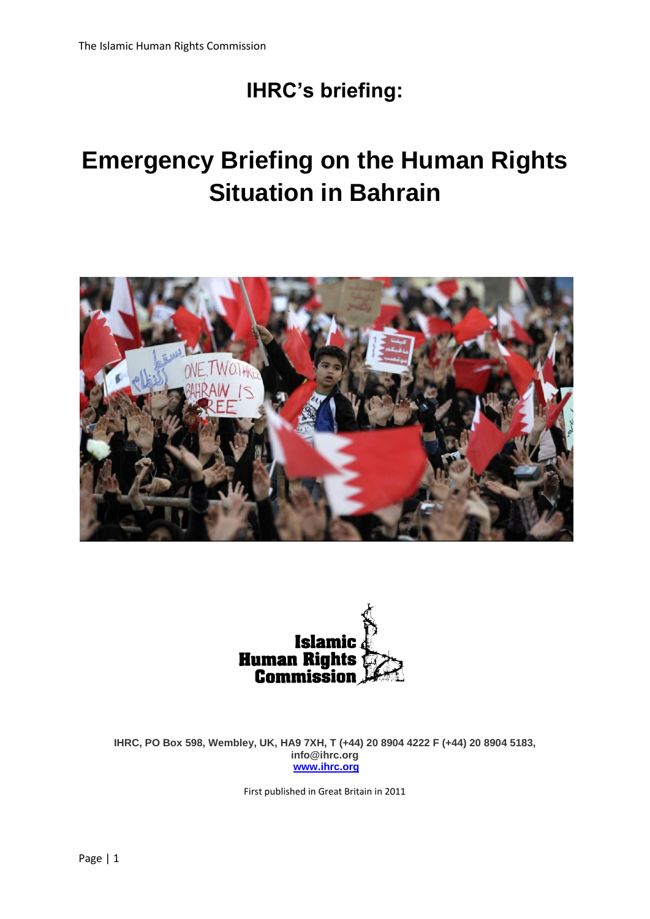## IHRC's briefing:

# Emergency Briefing on the Human Rights Situation in Bahrain

**Islamic Human Rights Commission**

**IHRC, PO Box 598, Wembley, UK, HA9 7XH, T (+44) 20 8904 4222 F (+44) 20 8904 5183, info@ihrc.org**
**www.ihrc.org**

First published in Great Britain in 2011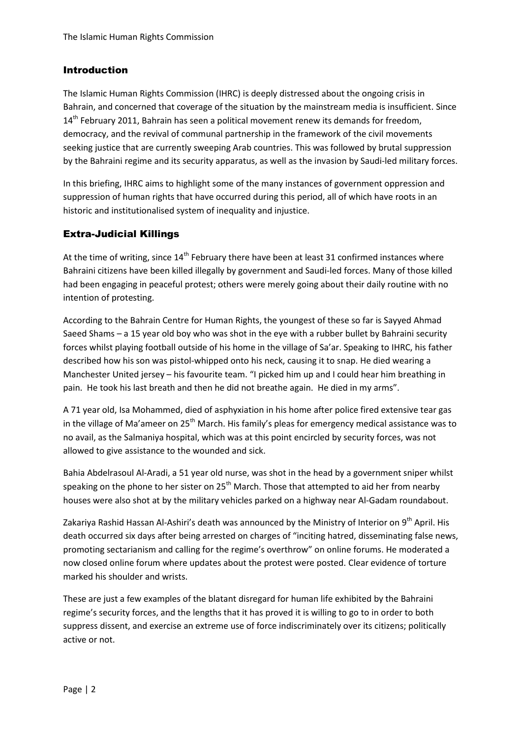## Introduction

The Islamic Human Rights Commission (IHRC) is deeply distressed about the ongoing crisis in Bahrain, and concerned that coverage of the situation by the mainstream media is insufficient. Since 14th February 2011, Bahrain has seen a political movement renew its demands for freedom, democracy, and the revival of communal partnership in the framework of the civil movements seeking justice that are currently sweeping Arab countries. This was followed by brutal suppression by the Bahraini regime and its security apparatus, as well as the invasion by Saudi-led military forces.

In this briefing, IHRC aims to highlight some of the many instances of government oppression and suppression of human rights that have occurred during this period, all of which have roots in an historic and institutionalised system of inequality and injustice.

## Extra-Judicial Killings

At the time of writing, since 14th February there have been at least 31 confirmed instances where Bahraini citizens have been killed illegally by government and Saudi-led forces. Many of those killed had been engaging in peaceful protest; others were merely going about their daily routine with no intention of protesting.

According to the Bahrain Centre for Human Rights, the youngest of these so far is Sayyed Ahmad Saeed Shams – a 15 year old boy who was shot in the eye with a rubber bullet by Bahraini security forces whilst playing football outside of his home in the village of Sa'ar. Speaking to IHRC, his father described how his son was pistol-whipped onto his neck, causing it to snap. He died wearing a Manchester United jersey – his favourite team. "I picked him up and I could hear him breathing in pain. He took his last breath and then he did not breathe again. He died in my arms".

A 71 year old, Isa Mohammed, died of asphyxiation in his home after police fired extensive tear gas in the village of Ma'ameer on 25th March. His family's pleas for emergency medical assistance was to no avail, as the Salmaniya hospital, which was at this point encircled by security forces, was not allowed to give assistance to the wounded and sick.

Bahia Abdelrasoul Al-Aradi, a 51 year old nurse, was shot in the head by a government sniper whilst speaking on the phone to her sister on 25th March. Those that attempted to aid her from nearby houses were also shot at by the military vehicles parked on a highway near Al-Gadam roundabout.

Zakariya Rashid Hassan Al-Ashiri's death was announced by the Ministry of Interior on 9th April. His death occurred six days after being arrested on charges of "inciting hatred, disseminating false news, promoting sectarianism and calling for the regime's overthrow" on online forums. He moderated a now closed online forum where updates about the protest were posted. Clear evidence of torture marked his shoulder and wrists.

These are just a few examples of the blatant disregard for human life exhibited by the Bahraini regime's security forces, and the lengths that it has proved it is willing to go to in order to both suppress dissent, and exercise an extreme use of force indiscriminately over its citizens; politically active or not.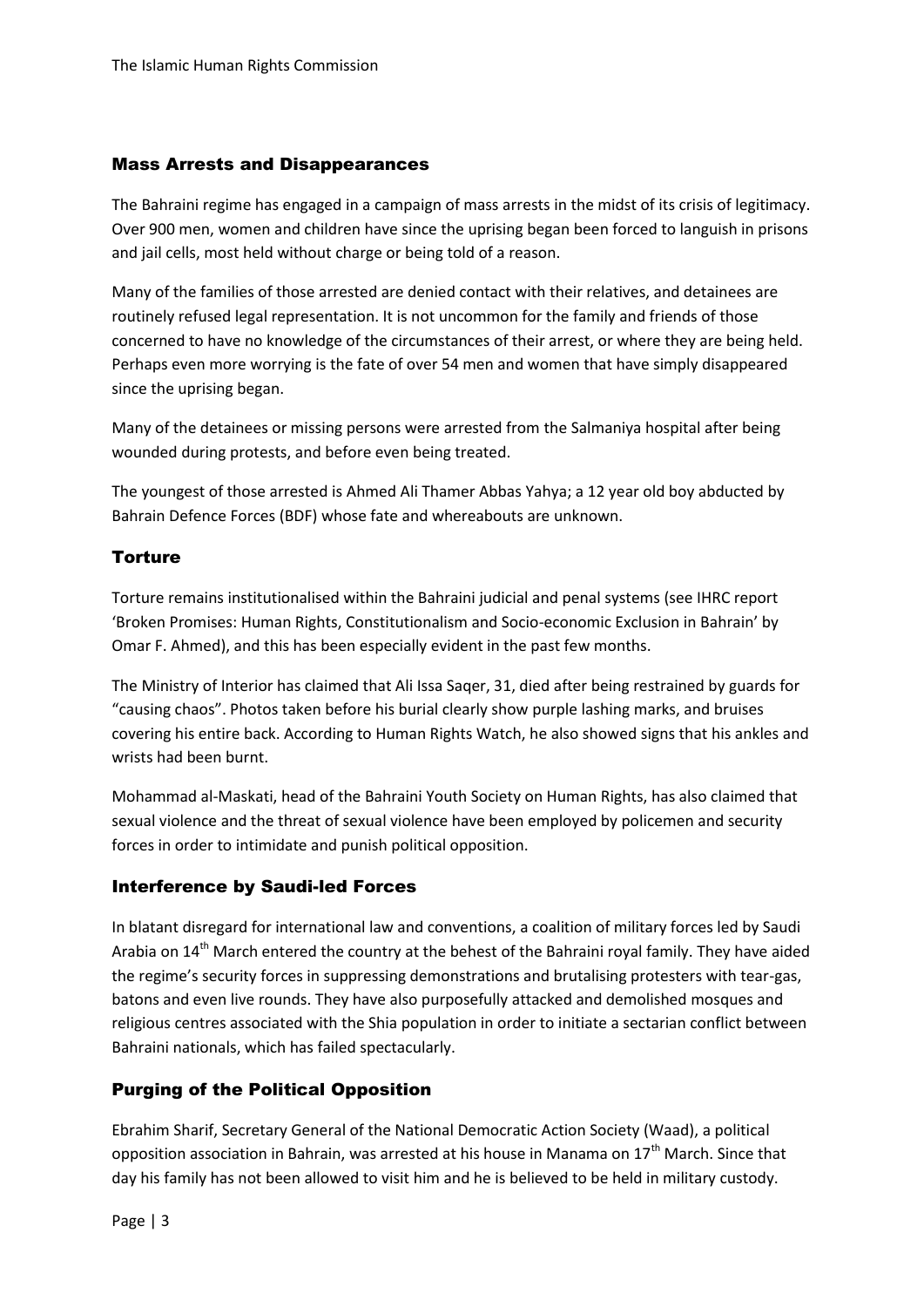## Mass Arrests and Disappearances

The Bahraini regime has engaged in a campaign of mass arrests in the midst of its crisis of legitimacy. Over 900 men, women and children have since the uprising began been forced to languish in prisons and jail cells, most held without charge or being told of a reason.

Many of the families of those arrested are denied contact with their relatives, and detainees are routinely refused legal representation. It is not uncommon for the family and friends of those concerned to have no knowledge of the circumstances of their arrest, or where they are being held. Perhaps even more worrying is the fate of over 54 men and women that have simply disappeared since the uprising began.

Many of the detainees or missing persons were arrested from the Salmaniya hospital after being wounded during protests, and before even being treated.

The youngest of those arrested is Ahmed Ali Thamer Abbas Yahya; a 12 year old boy abducted by Bahrain Defence Forces (BDF) whose fate and whereabouts are unknown.

## Torture

Torture remains institutionalised within the Bahraini judicial and penal systems (see IHRC report 'Broken Promises: Human Rights, Constitutionalism and Socio-economic Exclusion in Bahrain' by Omar F. Ahmed), and this has been especially evident in the past few months.

The Ministry of Interior has claimed that Ali Issa Saqer, 31, died after being restrained by guards for "causing chaos". Photos taken before his burial clearly show purple lashing marks, and bruises covering his entire back. According to Human Rights Watch, he also showed signs that his ankles and wrists had been burnt.

Mohammad al-Maskati, head of the Bahraini Youth Society on Human Rights, has also claimed that sexual violence and the threat of sexual violence have been employed by policemen and security forces in order to intimidate and punish political opposition.

## Interference by Saudi-led Forces

In blatant disregard for international law and conventions, a coalition of military forces led by Saudi Arabia on 14th March entered the country at the behest of the Bahraini royal family. They have aided the regime's security forces in suppressing demonstrations and brutalising protesters with tear-gas, batons and even live rounds. They have also purposefully attacked and demolished mosques and religious centres associated with the Shia population in order to initiate a sectarian conflict between Bahraini nationals, which has failed spectacularly.

## Purging of the Political Opposition

Ebrahim Sharif, Secretary General of the National Democratic Action Society (Waad), a political opposition association in Bahrain, was arrested at his house in Manama on 17th March. Since that day his family has not been allowed to visit him and he is believed to be held in military custody.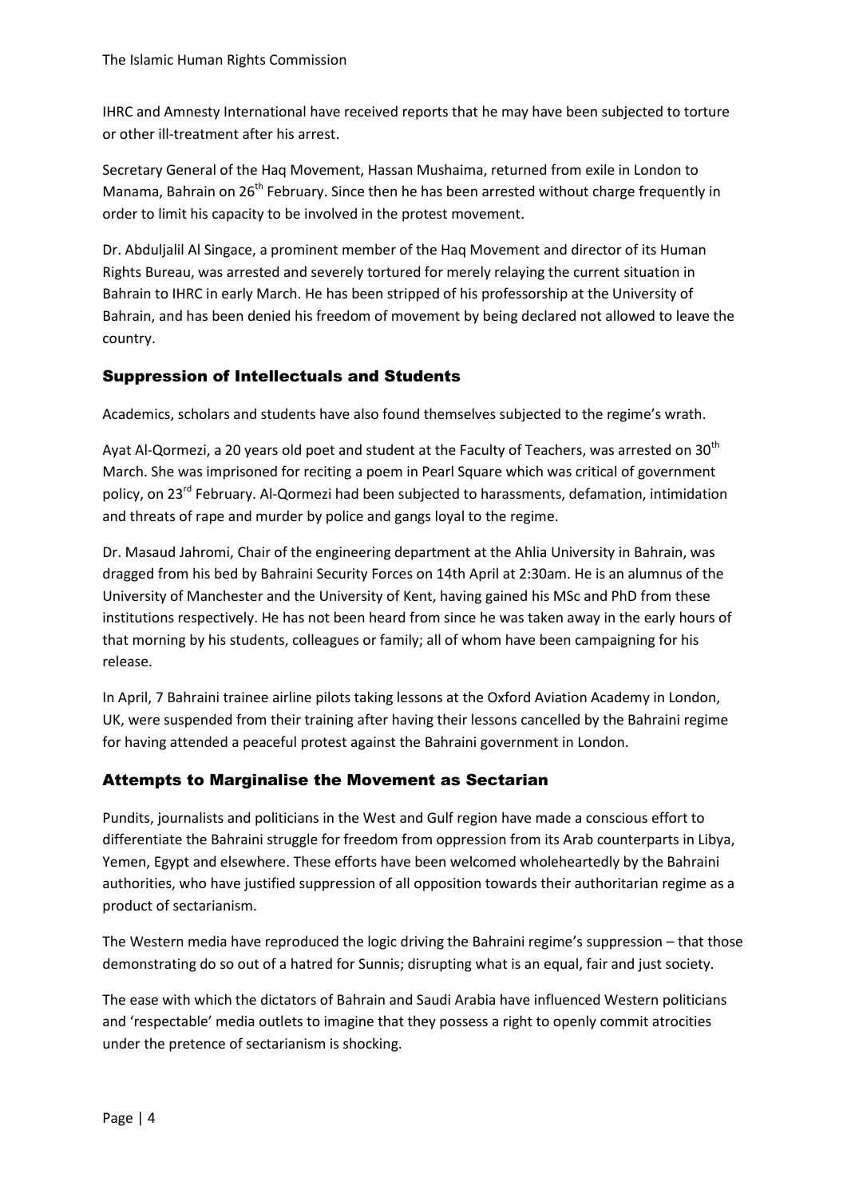IHRC and Amnesty International have received reports that he may have been subjected to torture or other ill-treatment after his arrest.

Secretary General of the Haq Movement, Hassan Mushaima, returned from exile in London to Manama, Bahrain on 26th February. Since then he has been arrested without charge frequently in order to limit his capacity to be involved in the protest movement.

Dr. Abduljalil Al Singace, a prominent member of the Haq Movement and director of its Human Rights Bureau, was arrested and severely tortured for merely relaying the current situation in Bahrain to IHRC in early March. He has been stripped of his professorship at the University of Bahrain, and has been denied his freedom of movement by being declared not allowed to leave the country.

## Suppression of Intellectuals and Students

Academics, scholars and students have also found themselves subjected to the regime's wrath.

Ayat Al-Qormezi, a 20 years old poet and student at the Faculty of Teachers, was arrested on 30th March. She was imprisoned for reciting a poem in Pearl Square which was critical of government policy, on 23rd February. Al-Qormezi had been subjected to harassments, defamation, intimidation and threats of rape and murder by police and gangs loyal to the regime.

Dr. Masaud Jahromi, Chair of the engineering department at the Ahlia University in Bahrain, was dragged from his bed by Bahraini Security Forces on 14th April at 2:30am. He is an alumnus of the University of Manchester and the University of Kent, having gained his MSc and PhD from these institutions respectively. He has not been heard from since he was taken away in the early hours of that morning by his students, colleagues or family; all of whom have been campaigning for his release.

In April, 7 Bahraini trainee airline pilots taking lessons at the Oxford Aviation Academy in London, UK, were suspended from their training after having their lessons cancelled by the Bahraini regime for having attended a peaceful protest against the Bahraini government in London.

## Attempts to Marginalise the Movement as Sectarian

Pundits, journalists and politicians in the West and Gulf region have made a conscious effort to differentiate the Bahraini struggle for freedom from oppression from its Arab counterparts in Libya, Yemen, Egypt and elsewhere. These efforts have been welcomed wholeheartedly by the Bahraini authorities, who have justified suppression of all opposition towards their authoritarian regime as a product of sectarianism.

The Western media have reproduced the logic driving the Bahraini regime's suppression – that those demonstrating do so out of a hatred for Sunnis; disrupting what is an equal, fair and just society.

The ease with which the dictators of Bahrain and Saudi Arabia have influenced Western politicians and 'respectable' media outlets to imagine that they possess a right to openly commit atrocities under the pretence of sectarianism is shocking.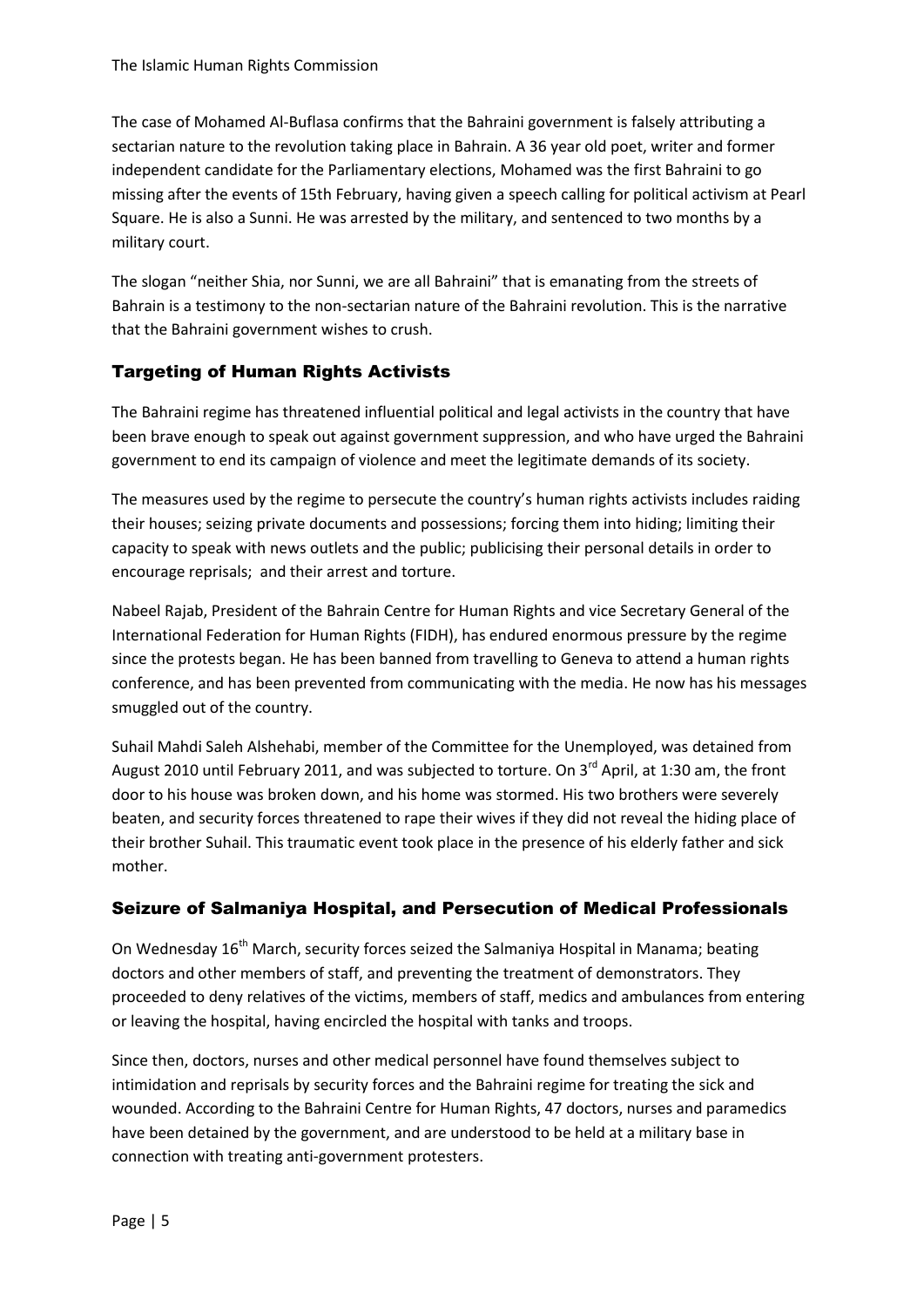The case of Mohamed Al-Buflasa confirms that the Bahraini government is falsely attributing a sectarian nature to the revolution taking place in Bahrain. A 36 year old poet, writer and former independent candidate for the Parliamentary elections, Mohamed was the first Bahraini to go missing after the events of 15th February, having given a speech calling for political activism at Pearl Square. He is also a Sunni. He was arrested by the military, and sentenced to two months by a military court.

The slogan "neither Shia, nor Sunni, we are all Bahraini" that is emanating from the streets of Bahrain is a testimony to the non-sectarian nature of the Bahraini revolution. This is the narrative that the Bahraini government wishes to crush.

## Targeting of Human Rights Activists

The Bahraini regime has threatened influential political and legal activists in the country that have been brave enough to speak out against government suppression, and who have urged the Bahraini government to end its campaign of violence and meet the legitimate demands of its society.

The measures used by the regime to persecute the country's human rights activists includes raiding their houses; seizing private documents and possessions; forcing them into hiding; limiting their capacity to speak with news outlets and the public; publicising their personal details in order to encourage reprisals; and their arrest and torture.

Nabeel Rajab, President of the Bahrain Centre for Human Rights and vice Secretary General of the International Federation for Human Rights (FIDH), has endured enormous pressure by the regime since the protests began. He has been banned from travelling to Geneva to attend a human rights conference, and has been prevented from communicating with the media. He now has his messages smuggled out of the country.

Suhail Mahdi Saleh Alshehabi, member of the Committee for the Unemployed, was detained from August 2010 until February 2011, and was subjected to torture. On 3rd April, at 1:30 am, the front door to his house was broken down, and his home was stormed. His two brothers were severely beaten, and security forces threatened to rape their wives if they did not reveal the hiding place of their brother Suhail. This traumatic event took place in the presence of his elderly father and sick mother.

## Seizure of Salmaniya Hospital, and Persecution of Medical Professionals

On Wednesday 16th March, security forces seized the Salmaniya Hospital in Manama; beating doctors and other members of staff, and preventing the treatment of demonstrators. They proceeded to deny relatives of the victims, members of staff, medics and ambulances from entering or leaving the hospital, having encircled the hospital with tanks and troops.

Since then, doctors, nurses and other medical personnel have found themselves subject to intimidation and reprisals by security forces and the Bahraini regime for treating the sick and wounded. According to the Bahraini Centre for Human Rights, 47 doctors, nurses and paramedics have been detained by the government, and are understood to be held at a military base in connection with treating anti-government protesters.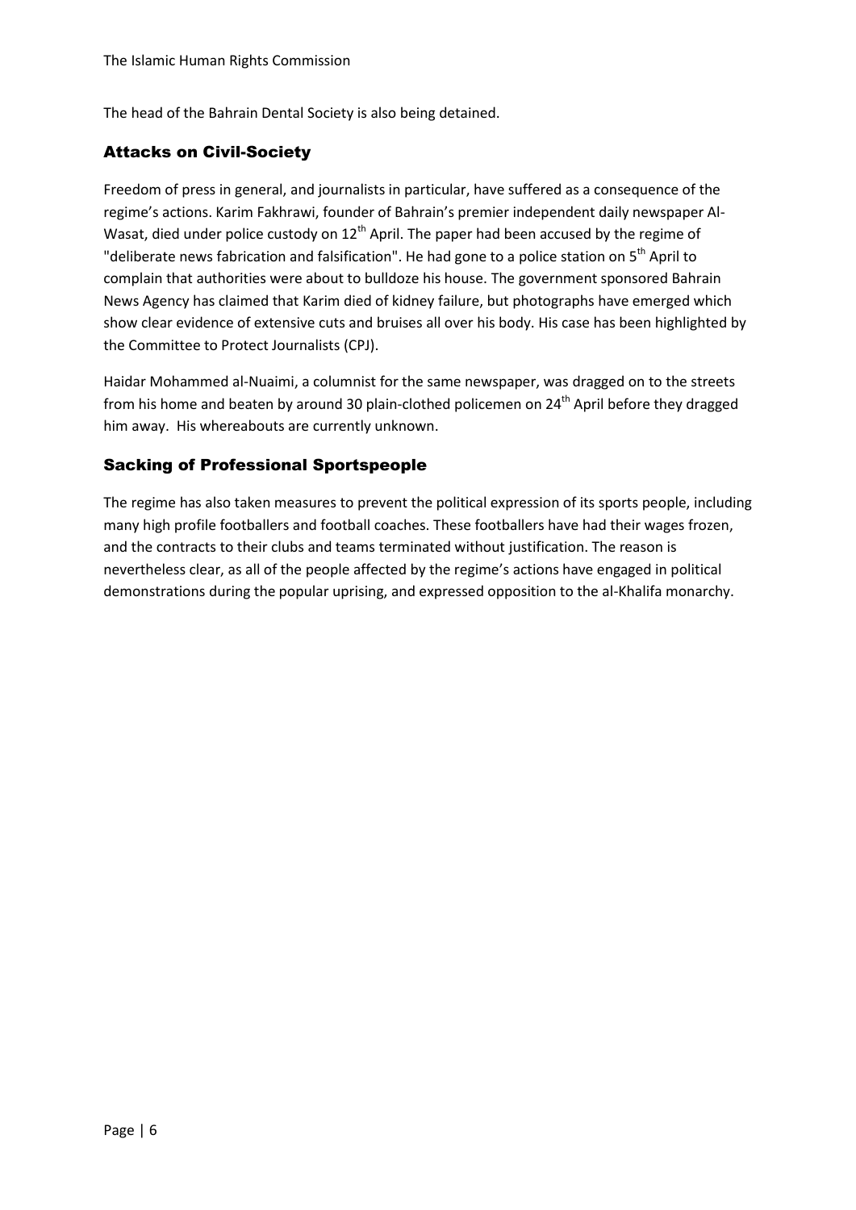The head of the Bahrain Dental Society is also being detained.

## Attacks on Civil-Society

Freedom of press in general, and journalists in particular, have suffered as a consequence of the regime's actions. Karim Fakhrawi, founder of Bahrain's premier independent daily newspaper Al-Wasat, died under police custody on 12th April. The paper had been accused by the regime of "deliberate news fabrication and falsification". He had gone to a police station on 5th April to complain that authorities were about to bulldoze his house. The government sponsored Bahrain News Agency has claimed that Karim died of kidney failure, but photographs have emerged which show clear evidence of extensive cuts and bruises all over his body. His case has been highlighted by the Committee to Protect Journalists (CPJ).

Haidar Mohammed al-Nuaimi, a columnist for the same newspaper, was dragged on to the streets from his home and beaten by around 30 plain-clothed policemen on 24th April before they dragged him away. His whereabouts are currently unknown.

## Sacking of Professional Sportspeople

The regime has also taken measures to prevent the political expression of its sports people, including many high profile footballers and football coaches. These footballers have had their wages frozen, and the contracts to their clubs and teams terminated without justification. The reason is nevertheless clear, as all of the people affected by the regime's actions have engaged in political demonstrations during the popular uprising, and expressed opposition to the al-Khalifa monarchy.